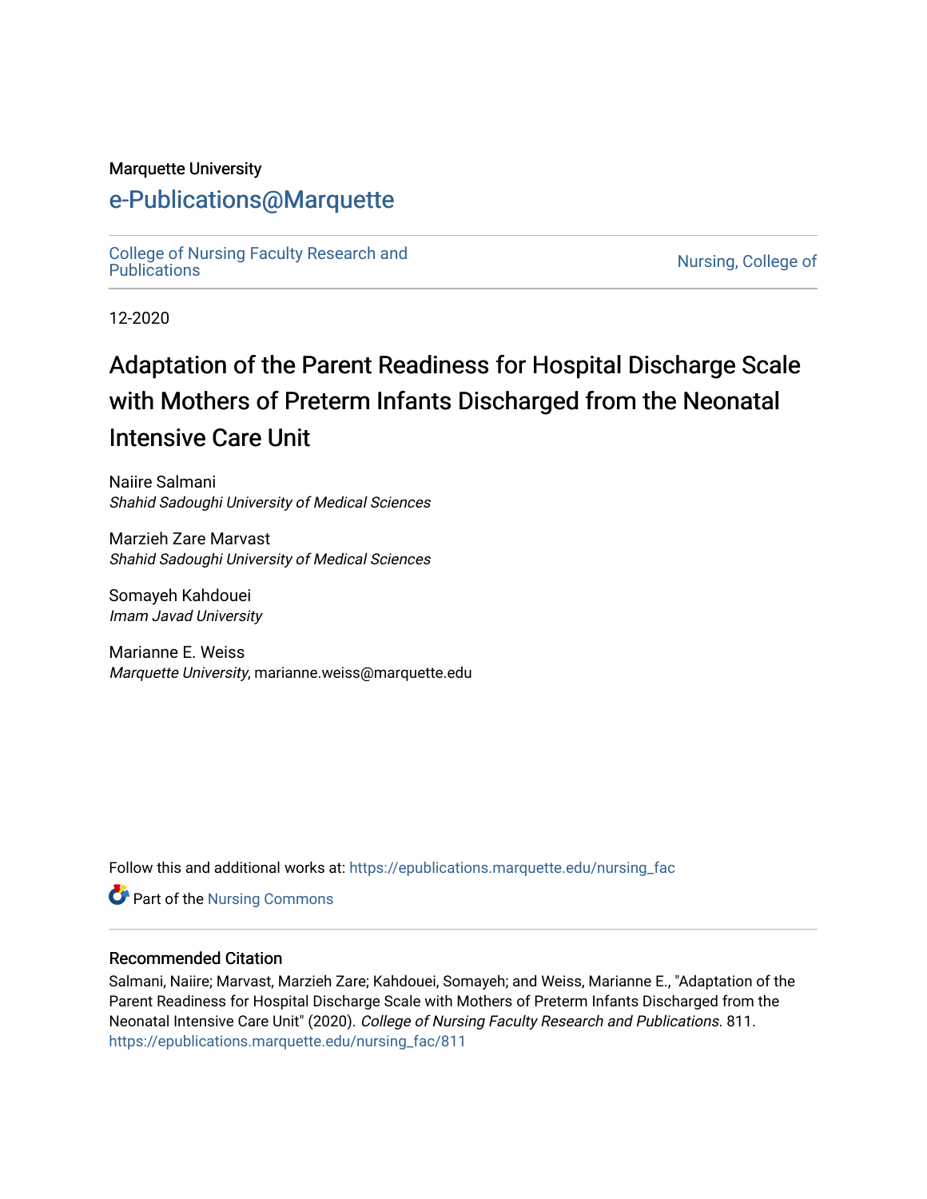Marquette University

# e-Publications@Marquette

College of Nursing Faculty Research and Publications | Nursing, College of

12-2020

# Adaptation of the Parent Readiness for Hospital Discharge Scale with Mothers of Preterm Infants Discharged from the Neonatal Intensive Care Unit

Naiire Salmani
*Shahid Sadoughi University of Medical Sciences*

Marzieh Zare Marvast
*Shahid Sadoughi University of Medical Sciences*

Somayeh Kahdouei
*Imam Javad University*

Marianne E. Weiss
*Marquette University*, marianne.weiss@marquette.edu

Follow this and additional works at: https://epublications.marquette.edu/nursing_fac

Part of the Nursing Commons

## Recommended Citation

Salmani, Naiire; Marvast, Marzieh Zare; Kahdouei, Somayeh; and Weiss, Marianne E., "Adaptation of the Parent Readiness for Hospital Discharge Scale with Mothers of Preterm Infants Discharged from the Neonatal Intensive Care Unit" (2020). *College of Nursing Faculty Research and Publications*. 811.
https://epublications.marquette.edu/nursing_fac/811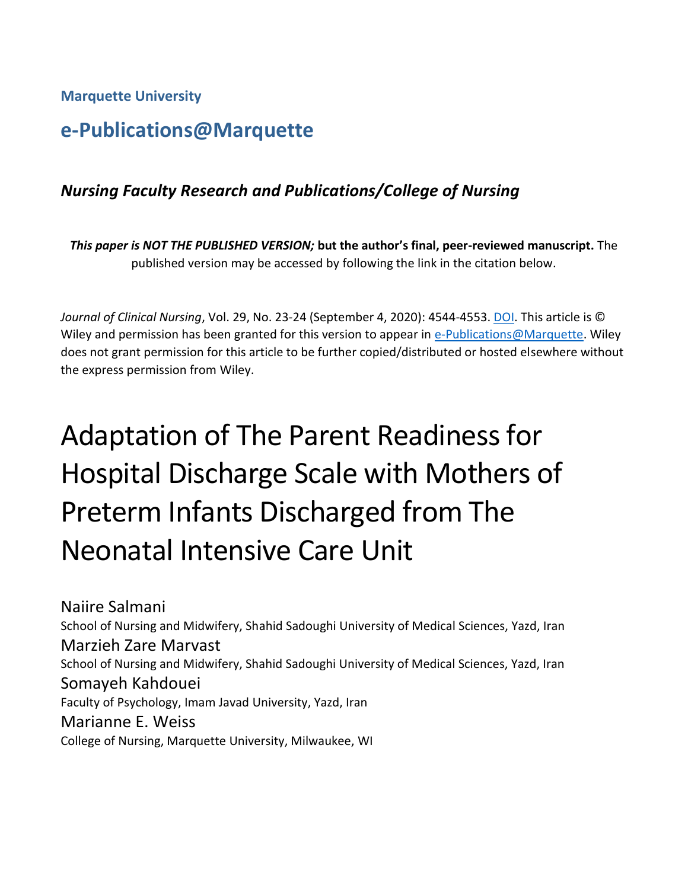Marquette University

# e-Publications@Marquette

## *Nursing Faculty Research and Publications/College of Nursing*

***This paper is NOT THE PUBLISHED VERSION;* but the author's final, peer-reviewed manuscript.** The published version may be accessed by following the link in the citation below.

*Journal of Clinical Nursing*, Vol. 29, No. 23-24 (September 4, 2020): 4544-4553. DOI. This article is © Wiley and permission has been granted for this version to appear in e-Publications@Marquette. Wiley does not grant permission for this article to be further copied/distributed or hosted elsewhere without the express permission from Wiley.

# Adaptation of The Parent Readiness for Hospital Discharge Scale with Mothers of Preterm Infants Discharged from The Neonatal Intensive Care Unit

Naiire Salmani
School of Nursing and Midwifery, Shahid Sadoughi University of Medical Sciences, Yazd, Iran

Marzieh Zare Marvast
School of Nursing and Midwifery, Shahid Sadoughi University of Medical Sciences, Yazd, Iran

Somayeh Kahdouei
Faculty of Psychology, Imam Javad University, Yazd, Iran

Marianne E. Weiss
College of Nursing, Marquette University, Milwaukee, WI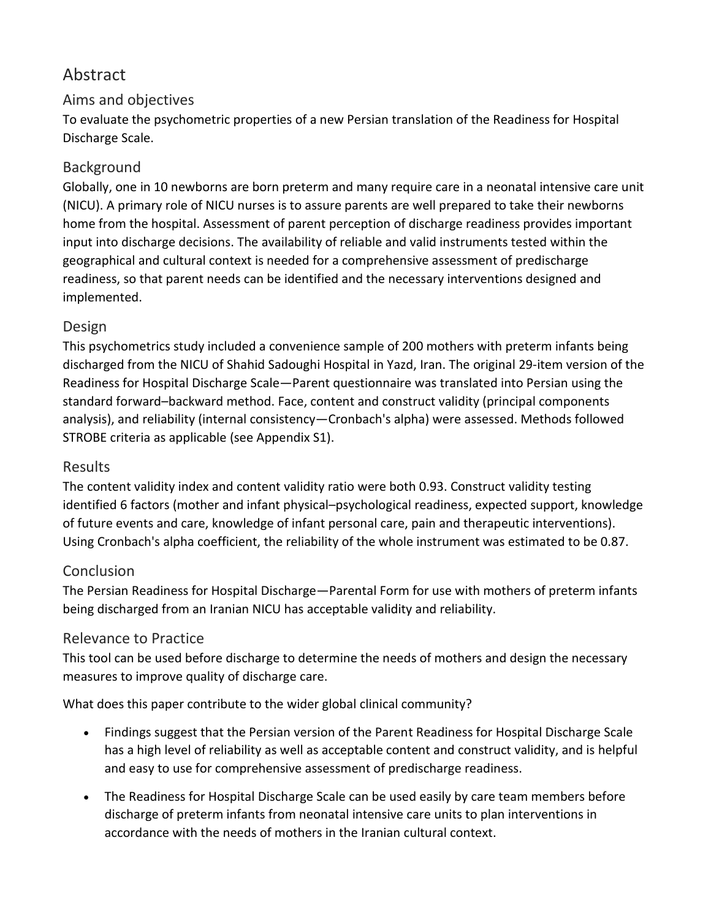# Abstract

## Aims and objectives

To evaluate the psychometric properties of a new Persian translation of the Readiness for Hospital Discharge Scale.

## Background

Globally, one in 10 newborns are born preterm and many require care in a neonatal intensive care unit (NICU). A primary role of NICU nurses is to assure parents are well prepared to take their newborns home from the hospital. Assessment of parent perception of discharge readiness provides important input into discharge decisions. The availability of reliable and valid instruments tested within the geographical and cultural context is needed for a comprehensive assessment of predischarge readiness, so that parent needs can be identified and the necessary interventions designed and implemented.

## Design

This psychometrics study included a convenience sample of 200 mothers with preterm infants being discharged from the NICU of Shahid Sadoughi Hospital in Yazd, Iran. The original 29-item version of the Readiness for Hospital Discharge Scale—Parent questionnaire was translated into Persian using the standard forward–backward method. Face, content and construct validity (principal components analysis), and reliability (internal consistency—Cronbach's alpha) were assessed. Methods followed STROBE criteria as applicable (see Appendix S1).

## Results

The content validity index and content validity ratio were both 0.93. Construct validity testing identified 6 factors (mother and infant physical–psychological readiness, expected support, knowledge of future events and care, knowledge of infant personal care, pain and therapeutic interventions). Using Cronbach's alpha coefficient, the reliability of the whole instrument was estimated to be 0.87.

## Conclusion

The Persian Readiness for Hospital Discharge—Parental Form for use with mothers of preterm infants being discharged from an Iranian NICU has acceptable validity and reliability.

## Relevance to Practice

This tool can be used before discharge to determine the needs of mothers and design the necessary measures to improve quality of discharge care.

What does this paper contribute to the wider global clinical community?

- Findings suggest that the Persian version of the Parent Readiness for Hospital Discharge Scale has a high level of reliability as well as acceptable content and construct validity, and is helpful and easy to use for comprehensive assessment of predischarge readiness.
- The Readiness for Hospital Discharge Scale can be used easily by care team members before discharge of preterm infants from neonatal intensive care units to plan interventions in accordance with the needs of mothers in the Iranian cultural context.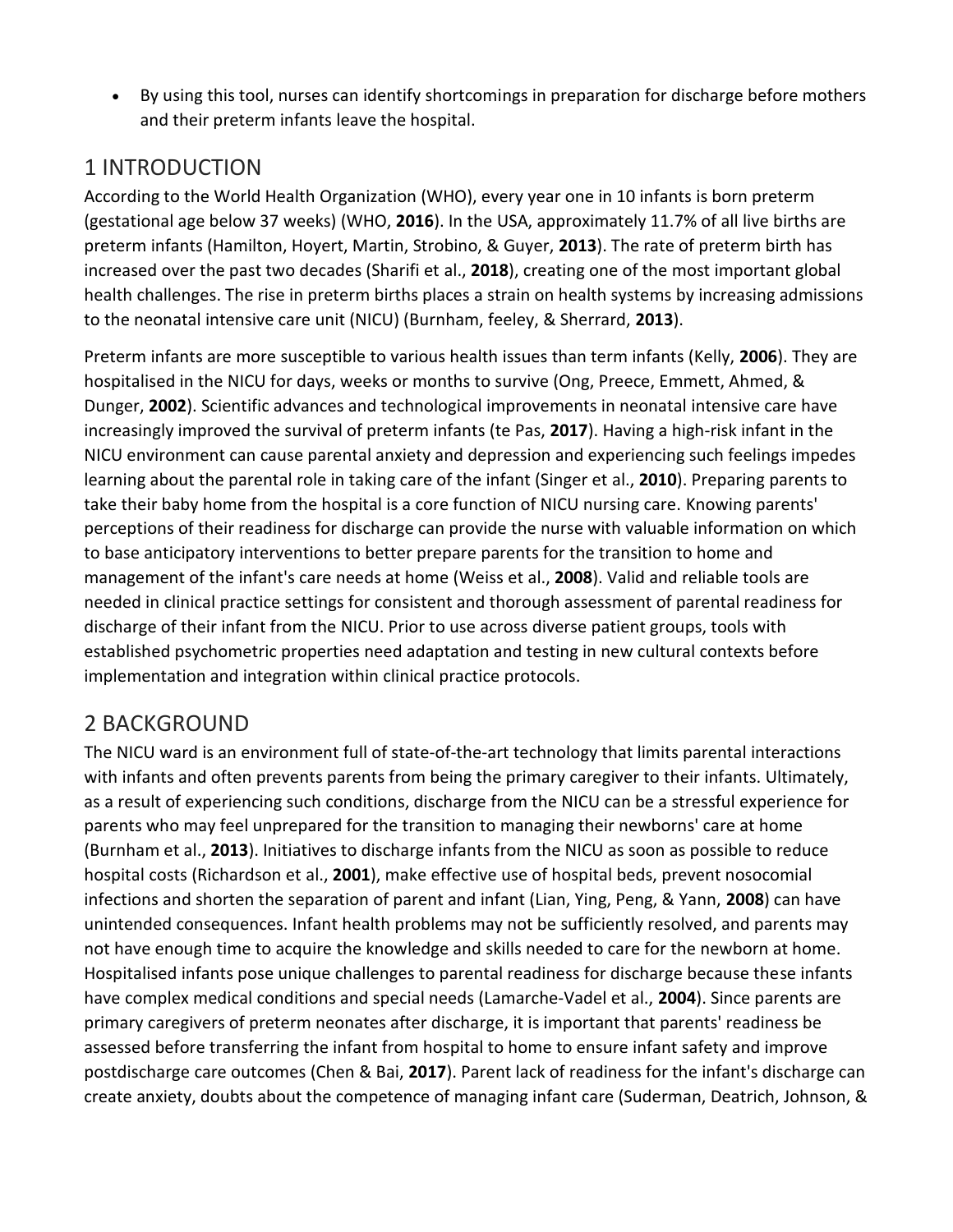- By using this tool, nurses can identify shortcomings in preparation for discharge before mothers and their preterm infants leave the hospital.

## 1 INTRODUCTION

According to the World Health Organization (WHO), every year one in 10 infants is born preterm (gestational age below 37 weeks) (WHO, **2016**). In the USA, approximately 11.7% of all live births are preterm infants (Hamilton, Hoyert, Martin, Strobino, & Guyer, **2013**). The rate of preterm birth has increased over the past two decades (Sharifi et al., **2018**), creating one of the most important global health challenges. The rise in preterm births places a strain on health systems by increasing admissions to the neonatal intensive care unit (NICU) (Burnham, feeley, & Sherrard, **2013**).

Preterm infants are more susceptible to various health issues than term infants (Kelly, **2006**). They are hospitalised in the NICU for days, weeks or months to survive (Ong, Preece, Emmett, Ahmed, & Dunger, **2002**). Scientific advances and technological improvements in neonatal intensive care have increasingly improved the survival of preterm infants (te Pas, **2017**). Having a high-risk infant in the NICU environment can cause parental anxiety and depression and experiencing such feelings impedes learning about the parental role in taking care of the infant (Singer et al., **2010**). Preparing parents to take their baby home from the hospital is a core function of NICU nursing care. Knowing parents' perceptions of their readiness for discharge can provide the nurse with valuable information on which to base anticipatory interventions to better prepare parents for the transition to home and management of the infant's care needs at home (Weiss et al., **2008**). Valid and reliable tools are needed in clinical practice settings for consistent and thorough assessment of parental readiness for discharge of their infant from the NICU. Prior to use across diverse patient groups, tools with established psychometric properties need adaptation and testing in new cultural contexts before implementation and integration within clinical practice protocols.

## 2 BACKGROUND

The NICU ward is an environment full of state-of-the-art technology that limits parental interactions with infants and often prevents parents from being the primary caregiver to their infants. Ultimately, as a result of experiencing such conditions, discharge from the NICU can be a stressful experience for parents who may feel unprepared for the transition to managing their newborns' care at home (Burnham et al., **2013**). Initiatives to discharge infants from the NICU as soon as possible to reduce hospital costs (Richardson et al., **2001**), make effective use of hospital beds, prevent nosocomial infections and shorten the separation of parent and infant (Lian, Ying, Peng, & Yann, **2008**) can have unintended consequences. Infant health problems may not be sufficiently resolved, and parents may not have enough time to acquire the knowledge and skills needed to care for the newborn at home. Hospitalised infants pose unique challenges to parental readiness for discharge because these infants have complex medical conditions and special needs (Lamarche-Vadel et al., **2004**). Since parents are primary caregivers of preterm neonates after discharge, it is important that parents' readiness be assessed before transferring the infant from hospital to home to ensure infant safety and improve postdischarge care outcomes (Chen & Bai, **2017**). Parent lack of readiness for the infant's discharge can create anxiety, doubts about the competence of managing infant care (Suderman, Deatrich, Johnson, &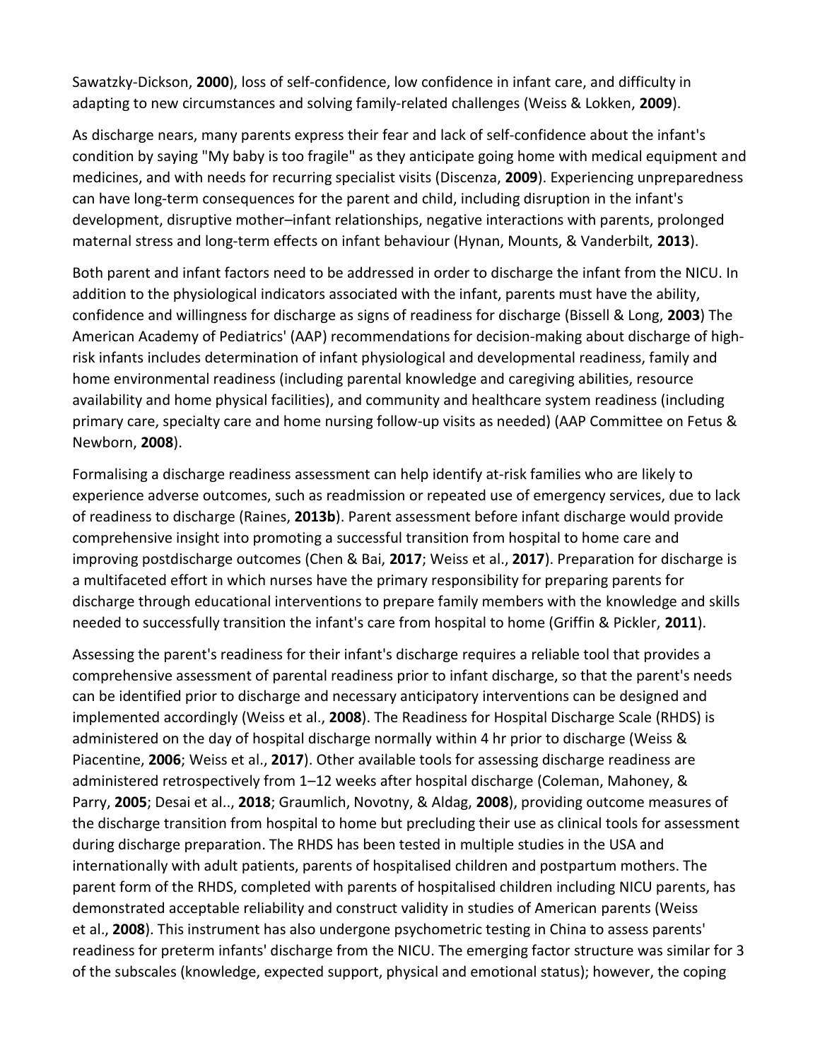Sawatzky-Dickson, **2000**), loss of self-confidence, low confidence in infant care, and difficulty in adapting to new circumstances and solving family-related challenges (Weiss & Lokken, **2009**).

As discharge nears, many parents express their fear and lack of self-confidence about the infant's condition by saying "My baby is too fragile" as they anticipate going home with medical equipment and medicines, and with needs for recurring specialist visits (Discenza, **2009**). Experiencing unpreparedness can have long-term consequences for the parent and child, including disruption in the infant's development, disruptive mother–infant relationships, negative interactions with parents, prolonged maternal stress and long-term effects on infant behaviour (Hynan, Mounts, & Vanderbilt, **2013**).

Both parent and infant factors need to be addressed in order to discharge the infant from the NICU. In addition to the physiological indicators associated with the infant, parents must have the ability, confidence and willingness for discharge as signs of readiness for discharge (Bissell & Long, **2003**) The American Academy of Pediatrics' (AAP) recommendations for decision-making about discharge of high-risk infants includes determination of infant physiological and developmental readiness, family and home environmental readiness (including parental knowledge and caregiving abilities, resource availability and home physical facilities), and community and healthcare system readiness (including primary care, specialty care and home nursing follow-up visits as needed) (AAP Committee on Fetus & Newborn, **2008**).

Formalising a discharge readiness assessment can help identify at-risk families who are likely to experience adverse outcomes, such as readmission or repeated use of emergency services, due to lack of readiness to discharge (Raines, **2013b**). Parent assessment before infant discharge would provide comprehensive insight into promoting a successful transition from hospital to home care and improving postdischarge outcomes (Chen & Bai, **2017**; Weiss et al., **2017**). Preparation for discharge is a multifaceted effort in which nurses have the primary responsibility for preparing parents for discharge through educational interventions to prepare family members with the knowledge and skills needed to successfully transition the infant's care from hospital to home (Griffin & Pickler, **2011**).

Assessing the parent's readiness for their infant's discharge requires a reliable tool that provides a comprehensive assessment of parental readiness prior to infant discharge, so that the parent's needs can be identified prior to discharge and necessary anticipatory interventions can be designed and implemented accordingly (Weiss et al., **2008**). The Readiness for Hospital Discharge Scale (RHDS) is administered on the day of hospital discharge normally within 4 hr prior to discharge (Weiss & Piacentine, **2006**; Weiss et al., **2017**). Other available tools for assessing discharge readiness are administered retrospectively from 1–12 weeks after hospital discharge (Coleman, Mahoney, & Parry, **2005**; Desai et al.., **2018**; Graumlich, Novotny, & Aldag, **2008**), providing outcome measures of the discharge transition from hospital to home but precluding their use as clinical tools for assessment during discharge preparation. The RHDS has been tested in multiple studies in the USA and internationally with adult patients, parents of hospitalised children and postpartum mothers. The parent form of the RHDS, completed with parents of hospitalised children including NICU parents, has demonstrated acceptable reliability and construct validity in studies of American parents (Weiss et al., **2008**). This instrument has also undergone psychometric testing in China to assess parents' readiness for preterm infants' discharge from the NICU. The emerging factor structure was similar for 3 of the subscales (knowledge, expected support, physical and emotional status); however, the coping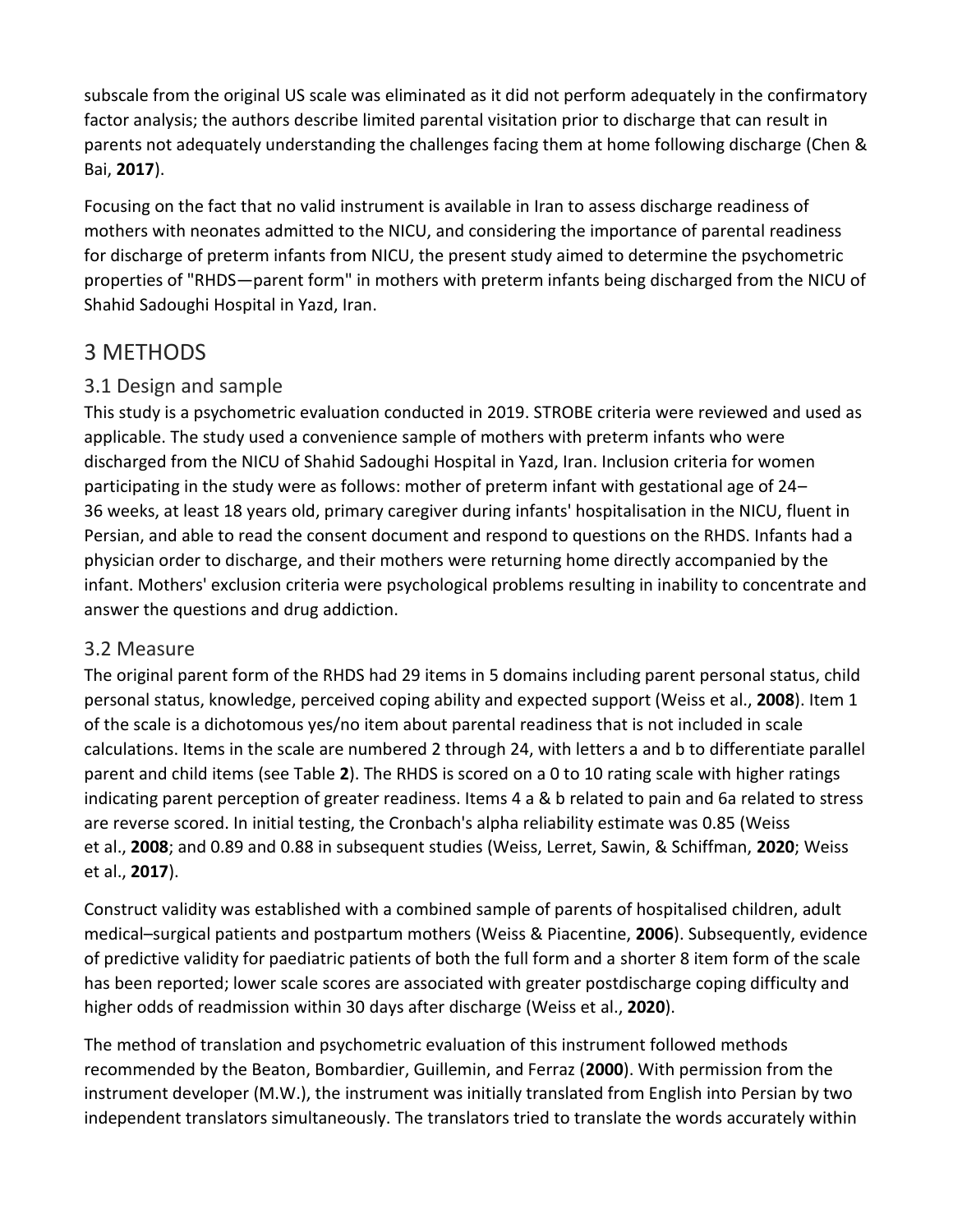subscale from the original US scale was eliminated as it did not perform adequately in the confirmatory factor analysis; the authors describe limited parental visitation prior to discharge that can result in parents not adequately understanding the challenges facing them at home following discharge (Chen & Bai, **2017**).

Focusing on the fact that no valid instrument is available in Iran to assess discharge readiness of mothers with neonates admitted to the NICU, and considering the importance of parental readiness for discharge of preterm infants from NICU, the present study aimed to determine the psychometric properties of "RHDS—parent form" in mothers with preterm infants being discharged from the NICU of Shahid Sadoughi Hospital in Yazd, Iran.

# 3 METHODS

## 3.1 Design and sample

This study is a psychometric evaluation conducted in 2019. STROBE criteria were reviewed and used as applicable. The study used a convenience sample of mothers with preterm infants who were discharged from the NICU of Shahid Sadoughi Hospital in Yazd, Iran. Inclusion criteria for women participating in the study were as follows: mother of preterm infant with gestational age of 24–36 weeks, at least 18 years old, primary caregiver during infants' hospitalisation in the NICU, fluent in Persian, and able to read the consent document and respond to questions on the RHDS. Infants had a physician order to discharge, and their mothers were returning home directly accompanied by the infant. Mothers' exclusion criteria were psychological problems resulting in inability to concentrate and answer the questions and drug addiction.

## 3.2 Measure

The original parent form of the RHDS had 29 items in 5 domains including parent personal status, child personal status, knowledge, perceived coping ability and expected support (Weiss et al., **2008**). Item 1 of the scale is a dichotomous yes/no item about parental readiness that is not included in scale calculations. Items in the scale are numbered 2 through 24, with letters a and b to differentiate parallel parent and child items (see Table **2**). The RHDS is scored on a 0 to 10 rating scale with higher ratings indicating parent perception of greater readiness. Items 4 a & b related to pain and 6a related to stress are reverse scored. In initial testing, the Cronbach's alpha reliability estimate was 0.85 (Weiss et al., **2008**; and 0.89 and 0.88 in subsequent studies (Weiss, Lerret, Sawin, & Schiffman, **2020**; Weiss et al., **2017**).

Construct validity was established with a combined sample of parents of hospitalised children, adult medical–surgical patients and postpartum mothers (Weiss & Piacentine, **2006**). Subsequently, evidence of predictive validity for paediatric patients of both the full form and a shorter 8 item form of the scale has been reported; lower scale scores are associated with greater postdischarge coping difficulty and higher odds of readmission within 30 days after discharge (Weiss et al., **2020**).

The method of translation and psychometric evaluation of this instrument followed methods recommended by the Beaton, Bombardier, Guillemin, and Ferraz (**2000**). With permission from the instrument developer (M.W.), the instrument was initially translated from English into Persian by two independent translators simultaneously. The translators tried to translate the words accurately within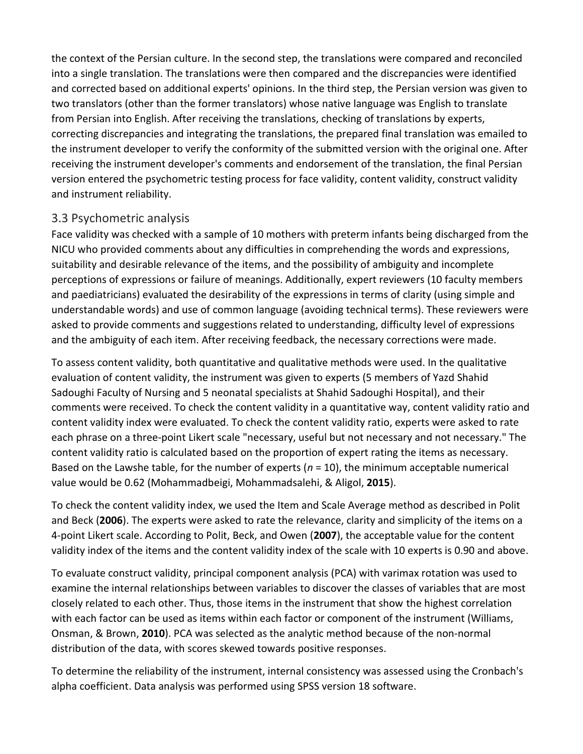the context of the Persian culture. In the second step, the translations were compared and reconciled into a single translation. The translations were then compared and the discrepancies were identified and corrected based on additional experts' opinions. In the third step, the Persian version was given to two translators (other than the former translators) whose native language was English to translate from Persian into English. After receiving the translations, checking of translations by experts, correcting discrepancies and integrating the translations, the prepared final translation was emailed to the instrument developer to verify the conformity of the submitted version with the original one. After receiving the instrument developer's comments and endorsement of the translation, the final Persian version entered the psychometric testing process for face validity, content validity, construct validity and instrument reliability.

### 3.3 Psychometric analysis

Face validity was checked with a sample of 10 mothers with preterm infants being discharged from the NICU who provided comments about any difficulties in comprehending the words and expressions, suitability and desirable relevance of the items, and the possibility of ambiguity and incomplete perceptions of expressions or failure of meanings. Additionally, expert reviewers (10 faculty members and paediatricians) evaluated the desirability of the expressions in terms of clarity (using simple and understandable words) and use of common language (avoiding technical terms). These reviewers were asked to provide comments and suggestions related to understanding, difficulty level of expressions and the ambiguity of each item. After receiving feedback, the necessary corrections were made.

To assess content validity, both quantitative and qualitative methods were used. In the qualitative evaluation of content validity, the instrument was given to experts (5 members of Yazd Shahid Sadoughi Faculty of Nursing and 5 neonatal specialists at Shahid Sadoughi Hospital), and their comments were received. To check the content validity in a quantitative way, content validity ratio and content validity index were evaluated. To check the content validity ratio, experts were asked to rate each phrase on a three-point Likert scale "necessary, useful but not necessary and not necessary." The content validity ratio is calculated based on the proportion of expert rating the items as necessary. Based on the Lawshe table, for the number of experts ($n$ = 10), the minimum acceptable numerical value would be 0.62 (Mohammadbeigi, Mohammadsalehi, & Aligol, **2015**).

To check the content validity index, we used the Item and Scale Average method as described in Polit and Beck (**2006**). The experts were asked to rate the relevance, clarity and simplicity of the items on a 4-point Likert scale. According to Polit, Beck, and Owen (**2007**), the acceptable value for the content validity index of the items and the content validity index of the scale with 10 experts is 0.90 and above.

To evaluate construct validity, principal component analysis (PCA) with varimax rotation was used to examine the internal relationships between variables to discover the classes of variables that are most closely related to each other. Thus, those items in the instrument that show the highest correlation with each factor can be used as items within each factor or component of the instrument (Williams, Onsman, & Brown, **2010**). PCA was selected as the analytic method because of the non-normal distribution of the data, with scores skewed towards positive responses.

To determine the reliability of the instrument, internal consistency was assessed using the Cronbach's alpha coefficient. Data analysis was performed using SPSS version 18 software.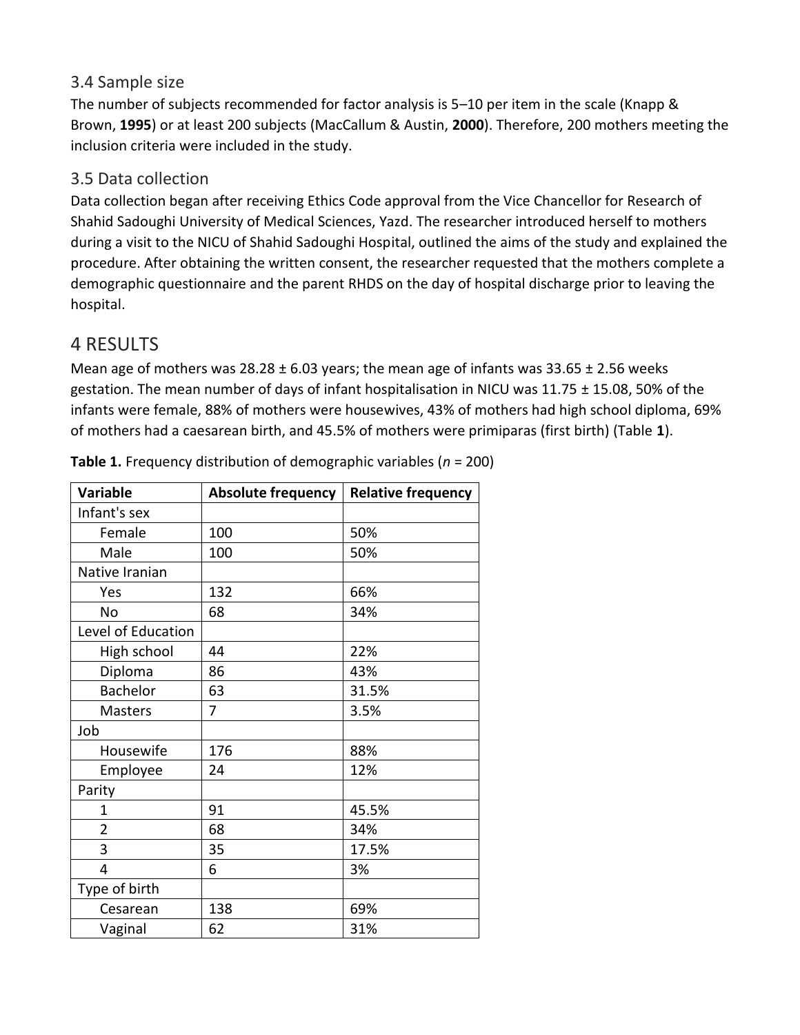### 3.4 Sample size

The number of subjects recommended for factor analysis is 5–10 per item in the scale (Knapp & Brown, **1995**) or at least 200 subjects (MacCallum & Austin, **2000**). Therefore, 200 mothers meeting the inclusion criteria were included in the study.

### 3.5 Data collection

Data collection began after receiving Ethics Code approval from the Vice Chancellor for Research of Shahid Sadoughi University of Medical Sciences, Yazd. The researcher introduced herself to mothers during a visit to the NICU of Shahid Sadoughi Hospital, outlined the aims of the study and explained the procedure. After obtaining the written consent, the researcher requested that the mothers complete a demographic questionnaire and the parent RHDS on the day of hospital discharge prior to leaving the hospital.

## 4 RESULTS

Mean age of mothers was 28.28 ± 6.03 years; the mean age of infants was 33.65 ± 2.56 weeks gestation. The mean number of days of infant hospitalisation in NICU was 11.75 ± 15.08, 50% of the infants were female, 88% of mothers were housewives, 43% of mothers had high school diploma, 69% of mothers had a caesarean birth, and 45.5% of mothers were primiparas (first birth) (Table **1**).

**Table 1.** Frequency distribution of demographic variables (*n* = 200)

| Variable | Absolute frequency | Relative frequency |
|---|---|---|
| Infant's sex | | |
| Female | 100 | 50% |
| Male | 100 | 50% |
| Native Iranian | | |
| Yes | 132 | 66% |
| No | 68 | 34% |
| Level of Education | | |
| High school | 44 | 22% |
| Diploma | 86 | 43% |
| Bachelor | 63 | 31.5% |
| Masters | 7 | 3.5% |
| Job | | |
| Housewife | 176 | 88% |
| Employee | 24 | 12% |
| Parity | | |
| 1 | 91 | 45.5% |
| 2 | 68 | 34% |
| 3 | 35 | 17.5% |
| 4 | 6 | 3% |
| Type of birth | | |
| Cesarean | 138 | 69% |
| Vaginal | 62 | 31% |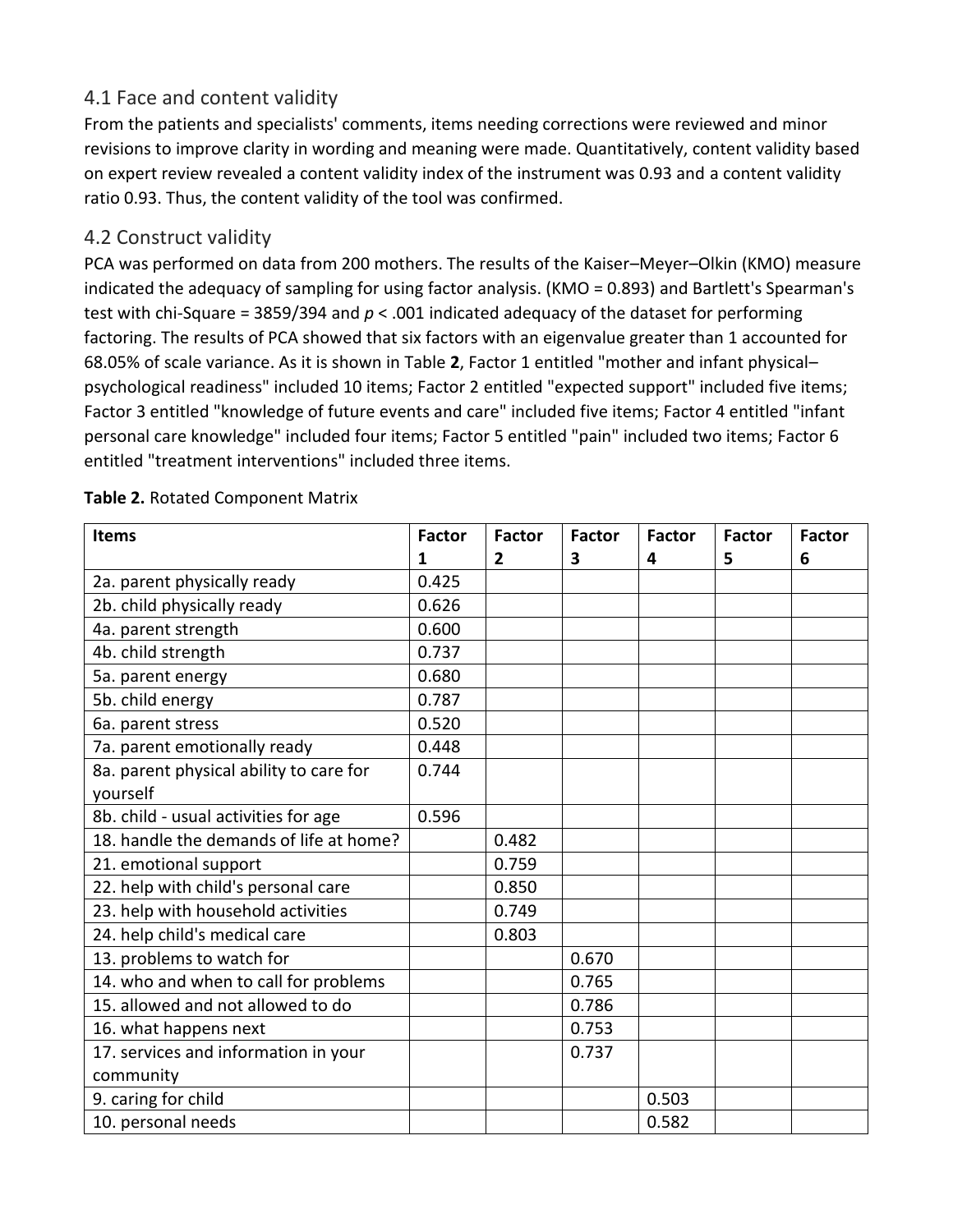## 4.1 Face and content validity

From the patients and specialists' comments, items needing corrections were reviewed and minor revisions to improve clarity in wording and meaning were made. Quantitatively, content validity based on expert review revealed a content validity index of the instrument was 0.93 and a content validity ratio 0.93. Thus, the content validity of the tool was confirmed.

## 4.2 Construct validity

PCA was performed on data from 200 mothers. The results of the Kaiser–Meyer–Olkin (KMO) measure indicated the adequacy of sampling for using factor analysis. (KMO = 0.893) and Bartlett's Spearman's test with chi-Square = 3859/394 and $p < .001$ indicated adequacy of the dataset for performing factoring. The results of PCA showed that six factors with an eigenvalue greater than 1 accounted for 68.05% of scale variance. As it is shown in Table **2**, Factor 1 entitled "mother and infant physical–psychological readiness" included 10 items; Factor 2 entitled "expected support" included five items; Factor 3 entitled "knowledge of future events and care" included five items; Factor 4 entitled "infant personal care knowledge" included four items; Factor 5 entitled "pain" included two items; Factor 6 entitled "treatment interventions" included three items.

**Table 2.** Rotated Component Matrix

| Items | Factor 1 | Factor 2 | Factor 3 | Factor 4 | Factor 5 | Factor 6 |
|---|---|---|---|---|---|---|
| 2a. parent physically ready | 0.425 | | | | | |
| 2b. child physically ready | 0.626 | | | | | |
| 4a. parent strength | 0.600 | | | | | |
| 4b. child strength | 0.737 | | | | | |
| 5a. parent energy | 0.680 | | | | | |
| 5b. child energy | 0.787 | | | | | |
| 6a. parent stress | 0.520 | | | | | |
| 7a. parent emotionally ready | 0.448 | | | | | |
| 8a. parent physical ability to care for yourself | 0.744 | | | | | |
| 8b. child - usual activities for age | 0.596 | | | | | |
| 18. handle the demands of life at home? | | 0.482 | | | | |
| 21. emotional support | | 0.759 | | | | |
| 22. help with child's personal care | | 0.850 | | | | |
| 23. help with household activities | | 0.749 | | | | |
| 24. help child's medical care | | 0.803 | | | | |
| 13. problems to watch for | | | 0.670 | | | |
| 14. who and when to call for problems | | | 0.765 | | | |
| 15. allowed and not allowed to do | | | 0.786 | | | |
| 16. what happens next | | | 0.753 | | | |
| 17. services and information in your community | | | 0.737 | | | |
| 9. caring for child | | | | 0.503 | | |
| 10. personal needs | | | | 0.582 | | |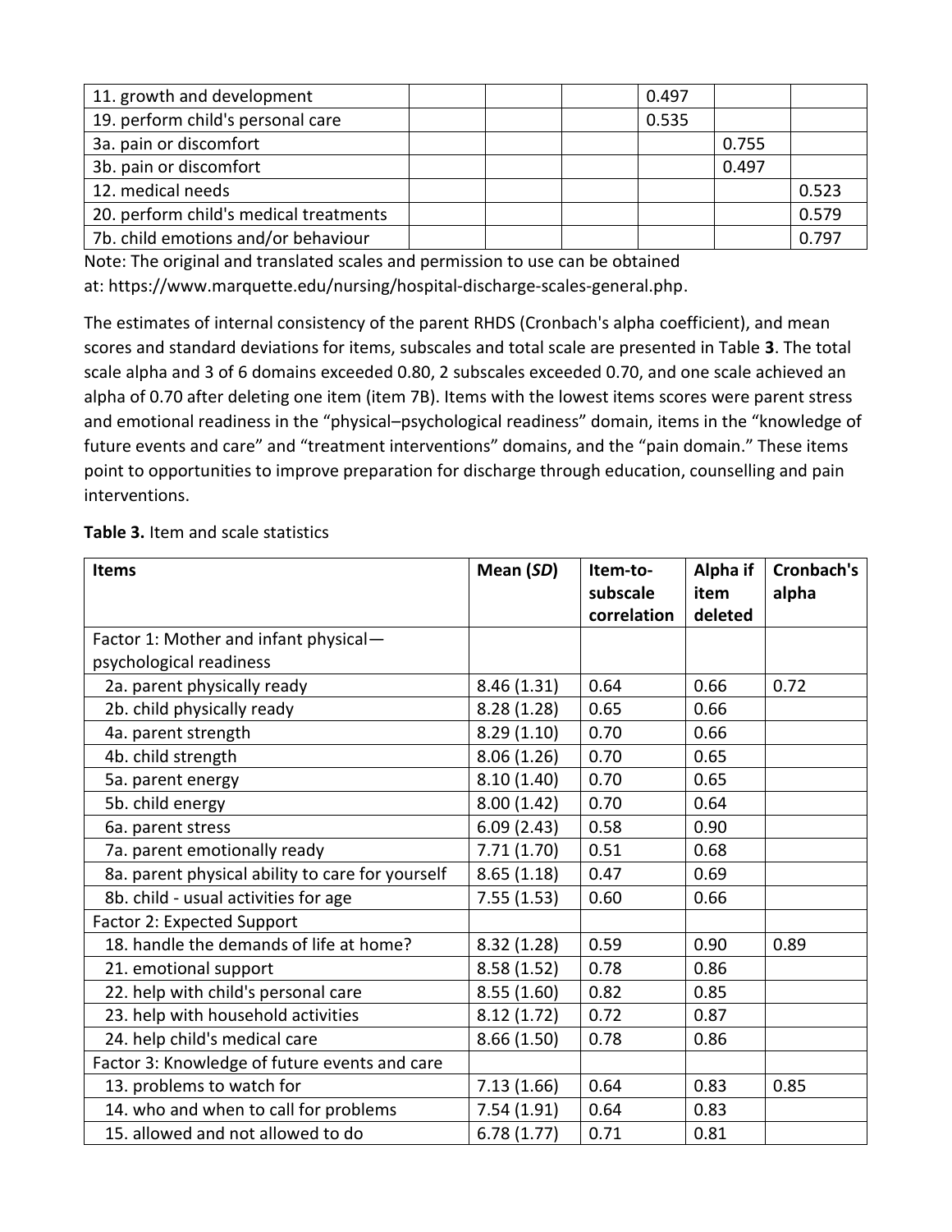| 11. growth and development | | | | 0.497 | | |
| --- | --- | --- | --- | --- | --- | --- |
| 19. perform child's personal care | | | | 0.535 | | |
| 3a. pain or discomfort | | | | | 0.755 | |
| 3b. pain or discomfort | | | | | 0.497 | |
| 12. medical needs | | | | | | 0.523 |
| 20. perform child's medical treatments | | | | | | 0.579 |
| 7b. child emotions and/or behaviour | | | | | | 0.797 |

Note: The original and translated scales and permission to use can be obtained at: https://www.marquette.edu/nursing/hospital-discharge-scales-general.php.

The estimates of internal consistency of the parent RHDS (Cronbach's alpha coefficient), and mean scores and standard deviations for items, subscales and total scale are presented in Table **3**. The total scale alpha and 3 of 6 domains exceeded 0.80, 2 subscales exceeded 0.70, and one scale achieved an alpha of 0.70 after deleting one item (item 7B). Items with the lowest items scores were parent stress and emotional readiness in the "physical–psychological readiness" domain, items in the "knowledge of future events and care" and "treatment interventions" domains, and the "pain domain." These items point to opportunities to improve preparation for discharge through education, counselling and pain interventions.

**Table 3.** Item and scale statistics

| **Items** | **Mean (*SD*)** | **Item-to-subscale correlation** | **Alpha if item deleted** | **Cronbach's alpha** |
| --- | --- | --- | --- | --- |
| Factor 1: Mother and infant physical—psychological readiness | | | | |
| 2a. parent physically ready | 8.46 (1.31) | 0.64 | 0.66 | 0.72 |
| 2b. child physically ready | 8.28 (1.28) | 0.65 | 0.66 | |
| 4a. parent strength | 8.29 (1.10) | 0.70 | 0.66 | |
| 4b. child strength | 8.06 (1.26) | 0.70 | 0.65 | |
| 5a. parent energy | 8.10 (1.40) | 0.70 | 0.65 | |
| 5b. child energy | 8.00 (1.42) | 0.70 | 0.64 | |
| 6a. parent stress | 6.09 (2.43) | 0.58 | 0.90 | |
| 7a. parent emotionally ready | 7.71 (1.70) | 0.51 | 0.68 | |
| 8a. parent physical ability to care for yourself | 8.65 (1.18) | 0.47 | 0.69 | |
| 8b. child - usual activities for age | 7.55 (1.53) | 0.60 | 0.66 | |
| Factor 2: Expected Support | | | | |
| 18. handle the demands of life at home? | 8.32 (1.28) | 0.59 | 0.90 | 0.89 |
| 21. emotional support | 8.58 (1.52) | 0.78 | 0.86 | |
| 22. help with child's personal care | 8.55 (1.60) | 0.82 | 0.85 | |
| 23. help with household activities | 8.12 (1.72) | 0.72 | 0.87 | |
| 24. help child's medical care | 8.66 (1.50) | 0.78 | 0.86 | |
| Factor 3: Knowledge of future events and care | | | | |
| 13. problems to watch for | 7.13 (1.66) | 0.64 | 0.83 | 0.85 |
| 14. who and when to call for problems | 7.54 (1.91) | 0.64 | 0.83 | |
| 15. allowed and not allowed to do | 6.78 (1.77) | 0.71 | 0.81 | |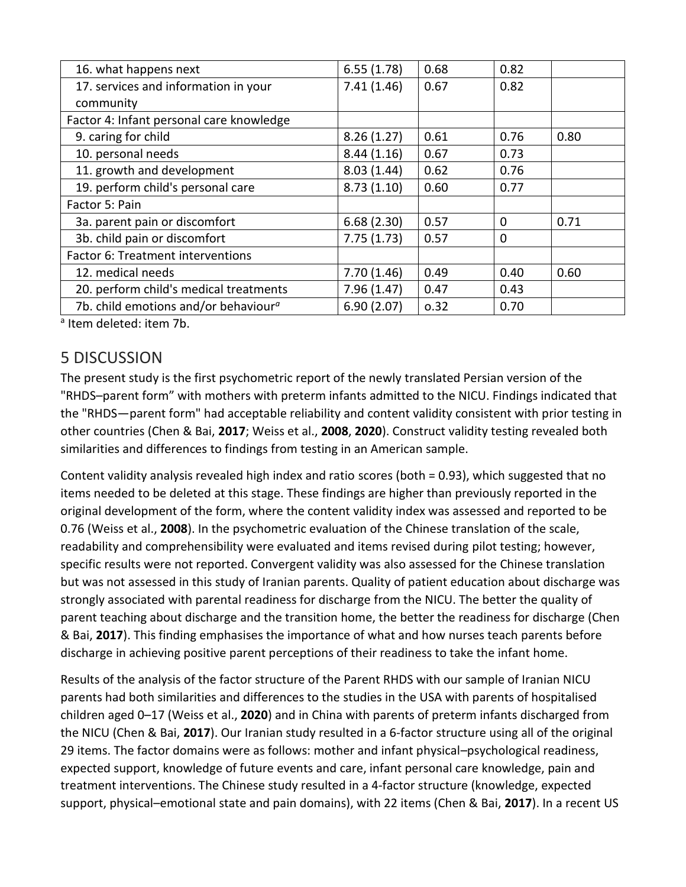| | | | | |
|---|---|---|---|---|
| 16. what happens next | 6.55 (1.78) | 0.68 | 0.82 | |
| 17. services and information in your community | 7.41 (1.46) | 0.67 | 0.82 | |
| Factor 4: Infant personal care knowledge | | | | |
| 9. caring for child | 8.26 (1.27) | 0.61 | 0.76 | 0.80 |
| 10. personal needs | 8.44 (1.16) | 0.67 | 0.73 | |
| 11. growth and development | 8.03 (1.44) | 0.62 | 0.76 | |
| 19. perform child's personal care | 8.73 (1.10) | 0.60 | 0.77 | |
| Factor 5: Pain | | | | |
| 3a. parent pain or discomfort | 6.68 (2.30) | 0.57 | 0 | 0.71 |
| 3b. child pain or discomfort | 7.75 (1.73) | 0.57 | 0 | |
| Factor 6: Treatment interventions | | | | |
| 12. medical needs | 7.70 (1.46) | 0.49 | 0.40 | 0.60 |
| 20. perform child's medical treatments | 7.96 (1.47) | 0.47 | 0.43 | |
| 7b. child emotions and/or behaviour[a] | 6.90 (2.07) | o.32 | 0.70 | |

[a] Item deleted: item 7b.

## 5 DISCUSSION

The present study is the first psychometric report of the newly translated Persian version of the "RHDS–parent form" with mothers with preterm infants admitted to the NICU. Findings indicated that the "RHDS—parent form" had acceptable reliability and content validity consistent with prior testing in other countries (Chen & Bai, **2017**; Weiss et al., **2008**, **2020**). Construct validity testing revealed both similarities and differences to findings from testing in an American sample.

Content validity analysis revealed high index and ratio scores (both = 0.93), which suggested that no items needed to be deleted at this stage. These findings are higher than previously reported in the original development of the form, where the content validity index was assessed and reported to be 0.76 (Weiss et al., **2008**). In the psychometric evaluation of the Chinese translation of the scale, readability and comprehensibility were evaluated and items revised during pilot testing; however, specific results were not reported. Convergent validity was also assessed for the Chinese translation but was not assessed in this study of Iranian parents. Quality of patient education about discharge was strongly associated with parental readiness for discharge from the NICU. The better the quality of parent teaching about discharge and the transition home, the better the readiness for discharge (Chen & Bai, **2017**). This finding emphasises the importance of what and how nurses teach parents before discharge in achieving positive parent perceptions of their readiness to take the infant home.

Results of the analysis of the factor structure of the Parent RHDS with our sample of Iranian NICU parents had both similarities and differences to the studies in the USA with parents of hospitalised children aged 0–17 (Weiss et al., **2020**) and in China with parents of preterm infants discharged from the NICU (Chen & Bai, **2017**). Our Iranian study resulted in a 6-factor structure using all of the original 29 items. The factor domains were as follows: mother and infant physical–psychological readiness, expected support, knowledge of future events and care, infant personal care knowledge, pain and treatment interventions. The Chinese study resulted in a 4-factor structure (knowledge, expected support, physical–emotional state and pain domains), with 22 items (Chen & Bai, **2017**). In a recent US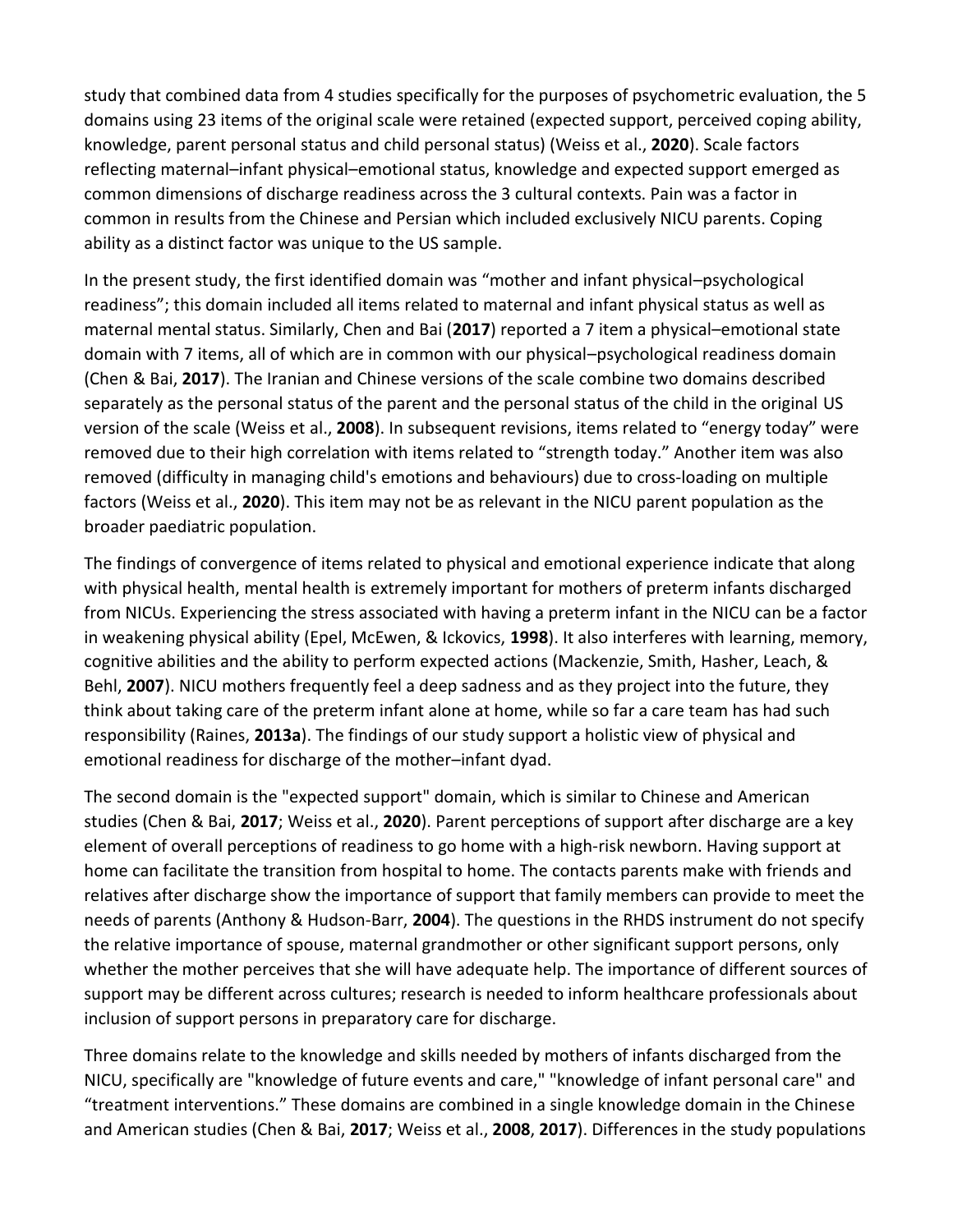study that combined data from 4 studies specifically for the purposes of psychometric evaluation, the 5 domains using 23 items of the original scale were retained (expected support, perceived coping ability, knowledge, parent personal status and child personal status) (Weiss et al., **2020**). Scale factors reflecting maternal–infant physical–emotional status, knowledge and expected support emerged as common dimensions of discharge readiness across the 3 cultural contexts. Pain was a factor in common in results from the Chinese and Persian which included exclusively NICU parents. Coping ability as a distinct factor was unique to the US sample.

In the present study, the first identified domain was "mother and infant physical–psychological readiness"; this domain included all items related to maternal and infant physical status as well as maternal mental status. Similarly, Chen and Bai (**2017**) reported a 7 item a physical–emotional state domain with 7 items, all of which are in common with our physical–psychological readiness domain (Chen & Bai, **2017**). The Iranian and Chinese versions of the scale combine two domains described separately as the personal status of the parent and the personal status of the child in the original US version of the scale (Weiss et al., **2008**). In subsequent revisions, items related to "energy today" were removed due to their high correlation with items related to "strength today." Another item was also removed (difficulty in managing child's emotions and behaviours) due to cross-loading on multiple factors (Weiss et al., **2020**). This item may not be as relevant in the NICU parent population as the broader paediatric population.

The findings of convergence of items related to physical and emotional experience indicate that along with physical health, mental health is extremely important for mothers of preterm infants discharged from NICUs. Experiencing the stress associated with having a preterm infant in the NICU can be a factor in weakening physical ability (Epel, McEwen, & Ickovics, **1998**). It also interferes with learning, memory, cognitive abilities and the ability to perform expected actions (Mackenzie, Smith, Hasher, Leach, & Behl, **2007**). NICU mothers frequently feel a deep sadness and as they project into the future, they think about taking care of the preterm infant alone at home, while so far a care team has had such responsibility (Raines, **2013a**). The findings of our study support a holistic view of physical and emotional readiness for discharge of the mother–infant dyad.

The second domain is the "expected support" domain, which is similar to Chinese and American studies (Chen & Bai, **2017**; Weiss et al., **2020**). Parent perceptions of support after discharge are a key element of overall perceptions of readiness to go home with a high-risk newborn. Having support at home can facilitate the transition from hospital to home. The contacts parents make with friends and relatives after discharge show the importance of support that family members can provide to meet the needs of parents (Anthony & Hudson-Barr, **2004**). The questions in the RHDS instrument do not specify the relative importance of spouse, maternal grandmother or other significant support persons, only whether the mother perceives that she will have adequate help. The importance of different sources of support may be different across cultures; research is needed to inform healthcare professionals about inclusion of support persons in preparatory care for discharge.

Three domains relate to the knowledge and skills needed by mothers of infants discharged from the NICU, specifically are "knowledge of future events and care," "knowledge of infant personal care" and "treatment interventions." These domains are combined in a single knowledge domain in the Chinese and American studies (Chen & Bai, **2017**; Weiss et al., **2008**, **2017**). Differences in the study populations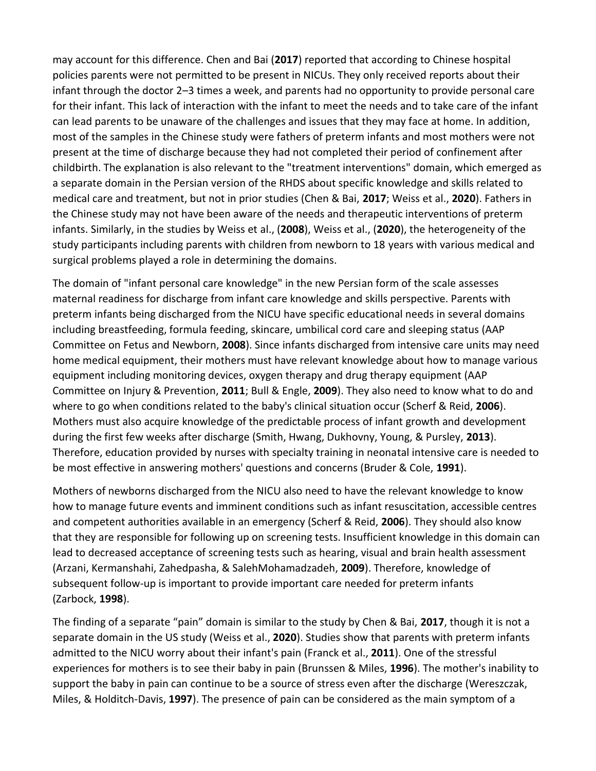may account for this difference. Chen and Bai (**2017**) reported that according to Chinese hospital policies parents were not permitted to be present in NICUs. They only received reports about their infant through the doctor 2–3 times a week, and parents had no opportunity to provide personal care for their infant. This lack of interaction with the infant to meet the needs and to take care of the infant can lead parents to be unaware of the challenges and issues that they may face at home. In addition, most of the samples in the Chinese study were fathers of preterm infants and most mothers were not present at the time of discharge because they had not completed their period of confinement after childbirth. The explanation is also relevant to the "treatment interventions" domain, which emerged as a separate domain in the Persian version of the RHDS about specific knowledge and skills related to medical care and treatment, but not in prior studies (Chen & Bai, **2017**; Weiss et al., **2020**). Fathers in the Chinese study may not have been aware of the needs and therapeutic interventions of preterm infants. Similarly, in the studies by Weiss et al., (**2008**), Weiss et al., (**2020**), the heterogeneity of the study participants including parents with children from newborn to 18 years with various medical and surgical problems played a role in determining the domains.

The domain of "infant personal care knowledge" in the new Persian form of the scale assesses maternal readiness for discharge from infant care knowledge and skills perspective. Parents with preterm infants being discharged from the NICU have specific educational needs in several domains including breastfeeding, formula feeding, skincare, umbilical cord care and sleeping status (AAP Committee on Fetus and Newborn, **2008**). Since infants discharged from intensive care units may need home medical equipment, their mothers must have relevant knowledge about how to manage various equipment including monitoring devices, oxygen therapy and drug therapy equipment (AAP Committee on Injury & Prevention, **2011**; Bull & Engle, **2009**). They also need to know what to do and where to go when conditions related to the baby's clinical situation occur (Scherf & Reid, **2006**). Mothers must also acquire knowledge of the predictable process of infant growth and development during the first few weeks after discharge (Smith, Hwang, Dukhovny, Young, & Pursley, **2013**). Therefore, education provided by nurses with specialty training in neonatal intensive care is needed to be most effective in answering mothers' questions and concerns (Bruder & Cole, **1991**).

Mothers of newborns discharged from the NICU also need to have the relevant knowledge to know how to manage future events and imminent conditions such as infant resuscitation, accessible centres and competent authorities available in an emergency (Scherf & Reid, **2006**). They should also know that they are responsible for following up on screening tests. Insufficient knowledge in this domain can lead to decreased acceptance of screening tests such as hearing, visual and brain health assessment (Arzani, Kermanshahi, Zahedpasha, & SalehMohamadzadeh, **2009**). Therefore, knowledge of subsequent follow-up is important to provide important care needed for preterm infants (Zarbock, **1998**).

The finding of a separate "pain" domain is similar to the study by Chen & Bai, **2017**, though it is not a separate domain in the US study (Weiss et al., **2020**). Studies show that parents with preterm infants admitted to the NICU worry about their infant's pain (Franck et al., **2011**). One of the stressful experiences for mothers is to see their baby in pain (Brunssen & Miles, **1996**). The mother's inability to support the baby in pain can continue to be a source of stress even after the discharge (Wereszczak, Miles, & Holditch-Davis, **1997**). The presence of pain can be considered as the main symptom of a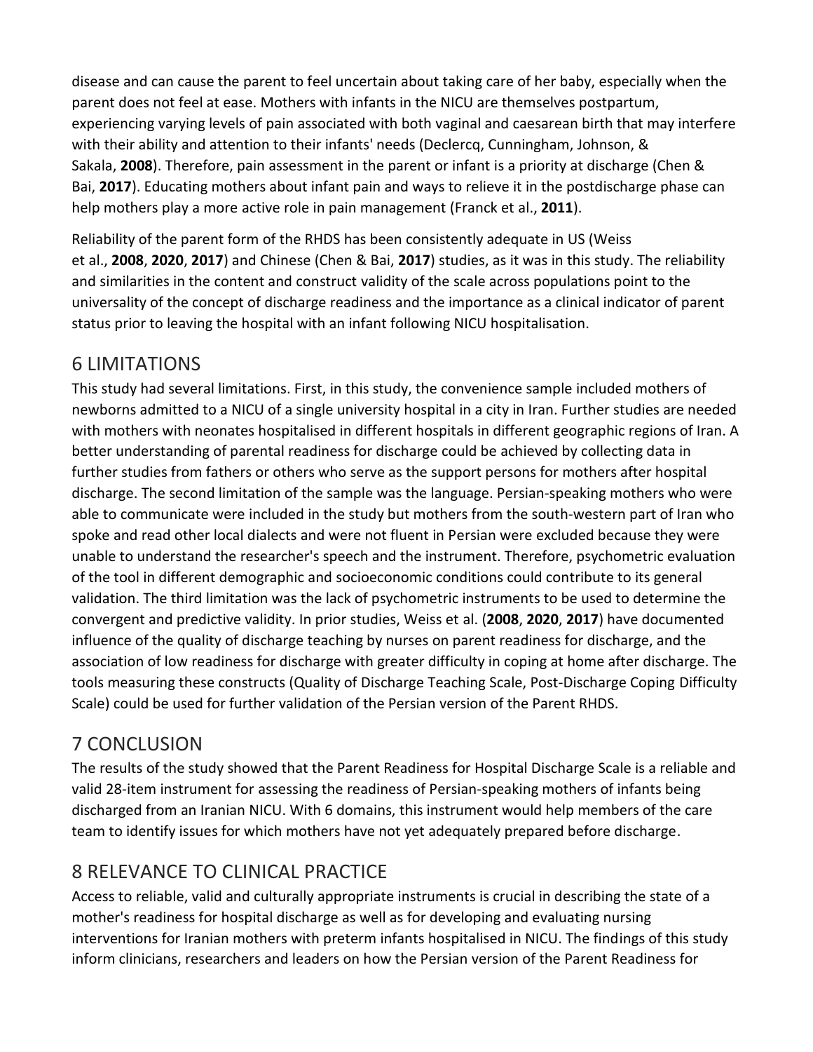disease and can cause the parent to feel uncertain about taking care of her baby, especially when the parent does not feel at ease. Mothers with infants in the NICU are themselves postpartum, experiencing varying levels of pain associated with both vaginal and caesarean birth that may interfere with their ability and attention to their infants' needs (Declercq, Cunningham, Johnson, & Sakala, **2008**). Therefore, pain assessment in the parent or infant is a priority at discharge (Chen & Bai, **2017**). Educating mothers about infant pain and ways to relieve it in the postdischarge phase can help mothers play a more active role in pain management (Franck et al., **2011**).

Reliability of the parent form of the RHDS has been consistently adequate in US (Weiss et al., **2008**, **2020**, **2017**) and Chinese (Chen & Bai, **2017**) studies, as it was in this study. The reliability and similarities in the content and construct validity of the scale across populations point to the universality of the concept of discharge readiness and the importance as a clinical indicator of parent status prior to leaving the hospital with an infant following NICU hospitalisation.

## 6 LIMITATIONS

This study had several limitations. First, in this study, the convenience sample included mothers of newborns admitted to a NICU of a single university hospital in a city in Iran. Further studies are needed with mothers with neonates hospitalised in different hospitals in different geographic regions of Iran. A better understanding of parental readiness for discharge could be achieved by collecting data in further studies from fathers or others who serve as the support persons for mothers after hospital discharge. The second limitation of the sample was the language. Persian-speaking mothers who were able to communicate were included in the study but mothers from the south-western part of Iran who spoke and read other local dialects and were not fluent in Persian were excluded because they were unable to understand the researcher's speech and the instrument. Therefore, psychometric evaluation of the tool in different demographic and socioeconomic conditions could contribute to its general validation. The third limitation was the lack of psychometric instruments to be used to determine the convergent and predictive validity. In prior studies, Weiss et al. (**2008**, **2020**, **2017**) have documented influence of the quality of discharge teaching by nurses on parent readiness for discharge, and the association of low readiness for discharge with greater difficulty in coping at home after discharge. The tools measuring these constructs (Quality of Discharge Teaching Scale, Post-Discharge Coping Difficulty Scale) could be used for further validation of the Persian version of the Parent RHDS.

## 7 CONCLUSION

The results of the study showed that the Parent Readiness for Hospital Discharge Scale is a reliable and valid 28-item instrument for assessing the readiness of Persian-speaking mothers of infants being discharged from an Iranian NICU. With 6 domains, this instrument would help members of the care team to identify issues for which mothers have not yet adequately prepared before discharge.

## 8 RELEVANCE TO CLINICAL PRACTICE

Access to reliable, valid and culturally appropriate instruments is crucial in describing the state of a mother's readiness for hospital discharge as well as for developing and evaluating nursing interventions for Iranian mothers with preterm infants hospitalised in NICU. The findings of this study inform clinicians, researchers and leaders on how the Persian version of the Parent Readiness for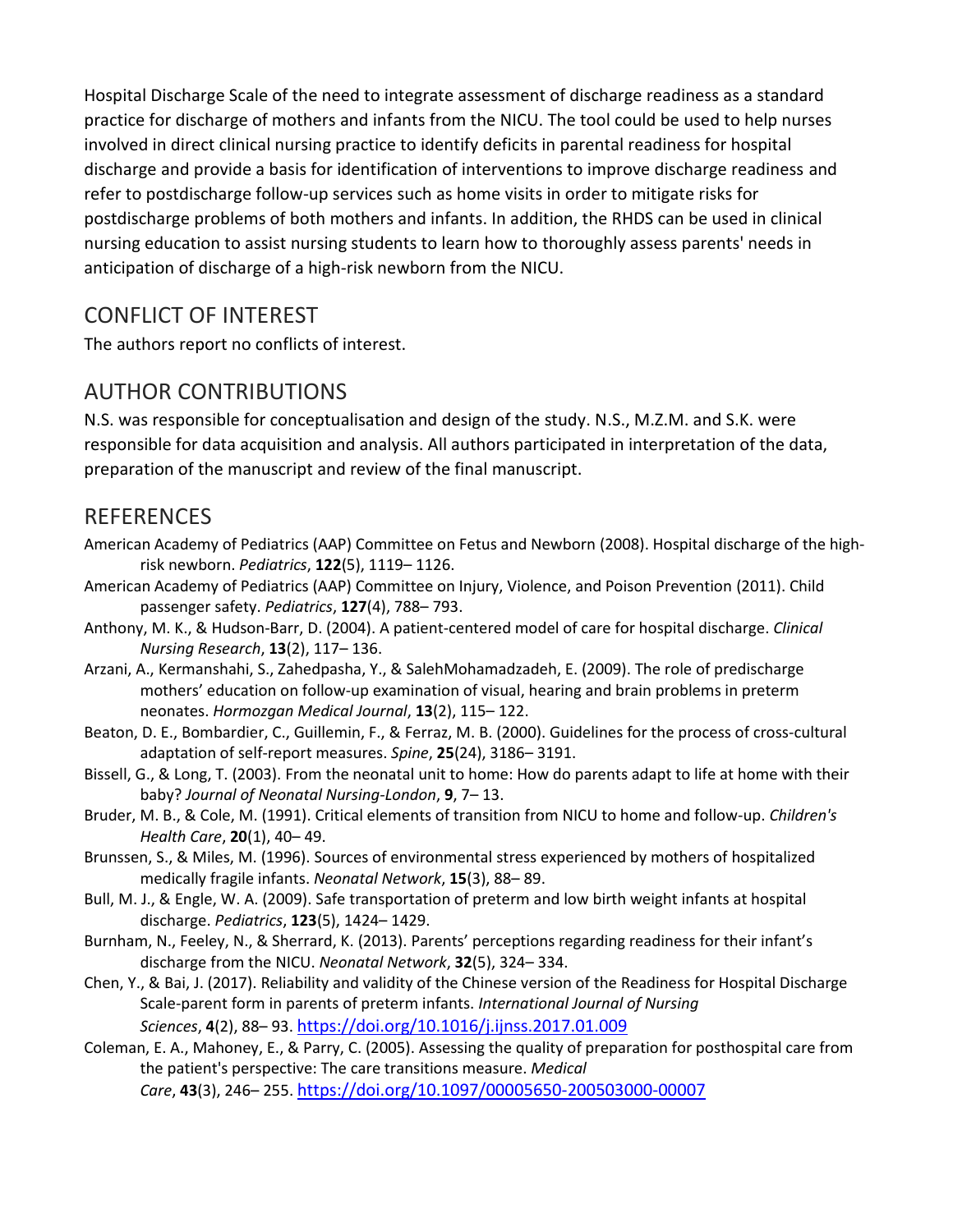Hospital Discharge Scale of the need to integrate assessment of discharge readiness as a standard practice for discharge of mothers and infants from the NICU. The tool could be used to help nurses involved in direct clinical nursing practice to identify deficits in parental readiness for hospital discharge and provide a basis for identification of interventions to improve discharge readiness and refer to postdischarge follow-up services such as home visits in order to mitigate risks for postdischarge problems of both mothers and infants. In addition, the RHDS can be used in clinical nursing education to assist nursing students to learn how to thoroughly assess parents' needs in anticipation of discharge of a high-risk newborn from the NICU.

## CONFLICT OF INTEREST

The authors report no conflicts of interest.

## AUTHOR CONTRIBUTIONS

N.S. was responsible for conceptualisation and design of the study. N.S., M.Z.M. and S.K. were responsible for data acquisition and analysis. All authors participated in interpretation of the data, preparation of the manuscript and review of the final manuscript.

## REFERENCES

American Academy of Pediatrics (AAP) Committee on Fetus and Newborn (2008). Hospital discharge of the high-risk newborn. *Pediatrics*, **122**(5), 1119– 1126.

American Academy of Pediatrics (AAP) Committee on Injury, Violence, and Poison Prevention (2011). Child passenger safety. *Pediatrics*, **127**(4), 788– 793.

Anthony, M. K., & Hudson-Barr, D. (2004). A patient-centered model of care for hospital discharge. *Clinical Nursing Research*, **13**(2), 117– 136.

Arzani, A., Kermanshahi, S., Zahedpasha, Y., & SalehMohamadzadeh, E. (2009). The role of predischarge mothers' education on follow-up examination of visual, hearing and brain problems in preterm neonates. *Hormozgan Medical Journal*, **13**(2), 115– 122.

Beaton, D. E., Bombardier, C., Guillemin, F., & Ferraz, M. B. (2000). Guidelines for the process of cross-cultural adaptation of self-report measures. *Spine*, **25**(24), 3186– 3191.

Bissell, G., & Long, T. (2003). From the neonatal unit to home: How do parents adapt to life at home with their baby? *Journal of Neonatal Nursing-London*, **9**, 7– 13.

Bruder, M. B., & Cole, M. (1991). Critical elements of transition from NICU to home and follow-up. *Children's Health Care*, **20**(1), 40– 49.

Brunssen, S., & Miles, M. (1996). Sources of environmental stress experienced by mothers of hospitalized medically fragile infants. *Neonatal Network*, **15**(3), 88– 89.

Bull, M. J., & Engle, W. A. (2009). Safe transportation of preterm and low birth weight infants at hospital discharge. *Pediatrics*, **123**(5), 1424– 1429.

Burnham, N., Feeley, N., & Sherrard, K. (2013). Parents' perceptions regarding readiness for their infant's discharge from the NICU. *Neonatal Network*, **32**(5), 324– 334.

Chen, Y., & Bai, J. (2017). Reliability and validity of the Chinese version of the Readiness for Hospital Discharge Scale-parent form in parents of preterm infants. *International Journal of Nursing Sciences*, **4**(2), 88– 93. https://doi.org/10.1016/j.ijnss.2017.01.009

Coleman, E. A., Mahoney, E., & Parry, C. (2005). Assessing the quality of preparation for posthospital care from the patient's perspective: The care transitions measure. *Medical Care*, **43**(3), 246– 255. https://doi.org/10.1097/00005650-200503000-00007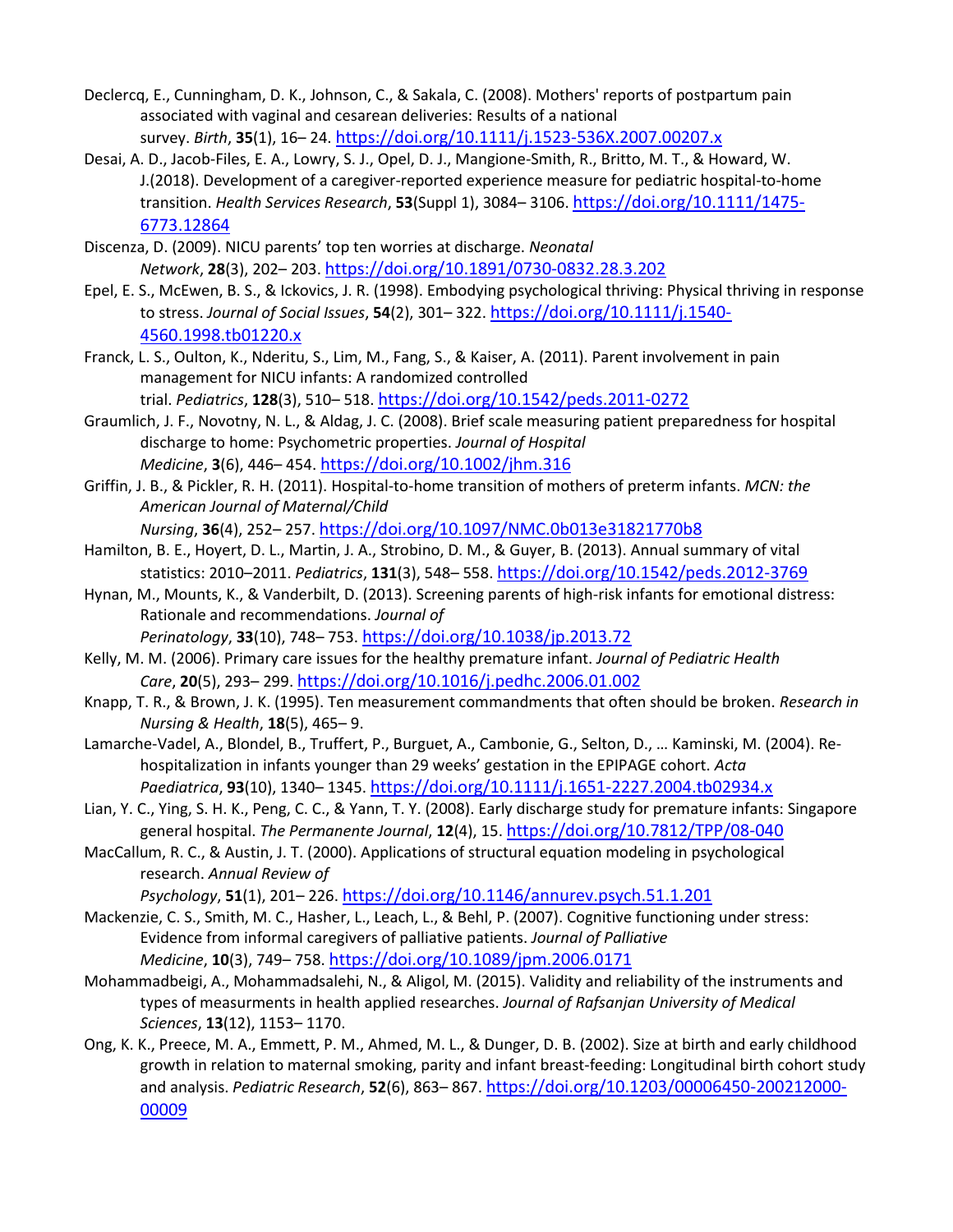Declercq, E., Cunningham, D. K., Johnson, C., & Sakala, C. (2008). Mothers' reports of postpartum pain associated with vaginal and cesarean deliveries: Results of a national survey. *Birth*, **35**(1), 16– 24. https://doi.org/10.1111/j.1523-536X.2007.00207.x

Desai, A. D., Jacob-Files, E. A., Lowry, S. J., Opel, D. J., Mangione-Smith, R., Britto, M. T., & Howard, W. J.(2018). Development of a caregiver-reported experience measure for pediatric hospital-to-home transition. *Health Services Research*, **53**(Suppl 1), 3084– 3106. https://doi.org/10.1111/1475-6773.12864

Discenza, D. (2009). NICU parents' top ten worries at discharge. *Neonatal Network*, **28**(3), 202– 203. https://doi.org/10.1891/0730-0832.28.3.202

Epel, E. S., McEwen, B. S., & Ickovics, J. R. (1998). Embodying psychological thriving: Physical thriving in response to stress. *Journal of Social Issues*, **54**(2), 301– 322. https://doi.org/10.1111/j.1540-4560.1998.tb01220.x

Franck, L. S., Oulton, K., Nderitu, S., Lim, M., Fang, S., & Kaiser, A. (2011). Parent involvement in pain management for NICU infants: A randomized controlled trial. *Pediatrics*, **128**(3), 510– 518. https://doi.org/10.1542/peds.2011-0272

Graumlich, J. F., Novotny, N. L., & Aldag, J. C. (2008). Brief scale measuring patient preparedness for hospital discharge to home: Psychometric properties. *Journal of Hospital Medicine*, **3**(6), 446– 454. https://doi.org/10.1002/jhm.316

Griffin, J. B., & Pickler, R. H. (2011). Hospital-to-home transition of mothers of preterm infants. *MCN: the American Journal of Maternal/Child Nursing*, **36**(4), 252– 257. https://doi.org/10.1097/NMC.0b013e31821770b8

Hamilton, B. E., Hoyert, D. L., Martin, J. A., Strobino, D. M., & Guyer, B. (2013). Annual summary of vital statistics: 2010–2011. *Pediatrics*, **131**(3), 548– 558. https://doi.org/10.1542/peds.2012-3769

Hynan, M., Mounts, K., & Vanderbilt, D. (2013). Screening parents of high-risk infants for emotional distress: Rationale and recommendations. *Journal of Perinatology*, **33**(10), 748– 753. https://doi.org/10.1038/jp.2013.72

Kelly, M. M. (2006). Primary care issues for the healthy premature infant. *Journal of Pediatric Health Care*, **20**(5), 293– 299. https://doi.org/10.1016/j.pedhc.2006.01.002

Knapp, T. R., & Brown, J. K. (1995). Ten measurement commandments that often should be broken. *Research in Nursing & Health*, **18**(5), 465– 9.

Lamarche-Vadel, A., Blondel, B., Truffert, P., Burguet, A., Cambonie, G., Selton, D., … Kaminski, M. (2004). Re-hospitalization in infants younger than 29 weeks' gestation in the EPIPAGE cohort. *Acta Paediatrica*, **93**(10), 1340– 1345. https://doi.org/10.1111/j.1651-2227.2004.tb02934.x

Lian, Y. C., Ying, S. H. K., Peng, C. C., & Yann, T. Y. (2008). Early discharge study for premature infants: Singapore general hospital. *The Permanente Journal*, **12**(4), 15. https://doi.org/10.7812/TPP/08-040

MacCallum, R. C., & Austin, J. T. (2000). Applications of structural equation modeling in psychological research. *Annual Review of Psychology*, **51**(1), 201– 226. https://doi.org/10.1146/annurev.psych.51.1.201

Mackenzie, C. S., Smith, M. C., Hasher, L., Leach, L., & Behl, P. (2007). Cognitive functioning under stress: Evidence from informal caregivers of palliative patients. *Journal of Palliative Medicine*, **10**(3), 749– 758. https://doi.org/10.1089/jpm.2006.0171

Mohammadbeigi, A., Mohammadsalehi, N., & Aligol, M. (2015). Validity and reliability of the instruments and types of measurments in health applied researches. *Journal of Rafsanjan University of Medical Sciences*, **13**(12), 1153– 1170.

Ong, K. K., Preece, M. A., Emmett, P. M., Ahmed, M. L., & Dunger, D. B. (2002). Size at birth and early childhood growth in relation to maternal smoking, parity and infant breast-feeding: Longitudinal birth cohort study and analysis. *Pediatric Research*, **52**(6), 863– 867. https://doi.org/10.1203/00006450-200212000-00009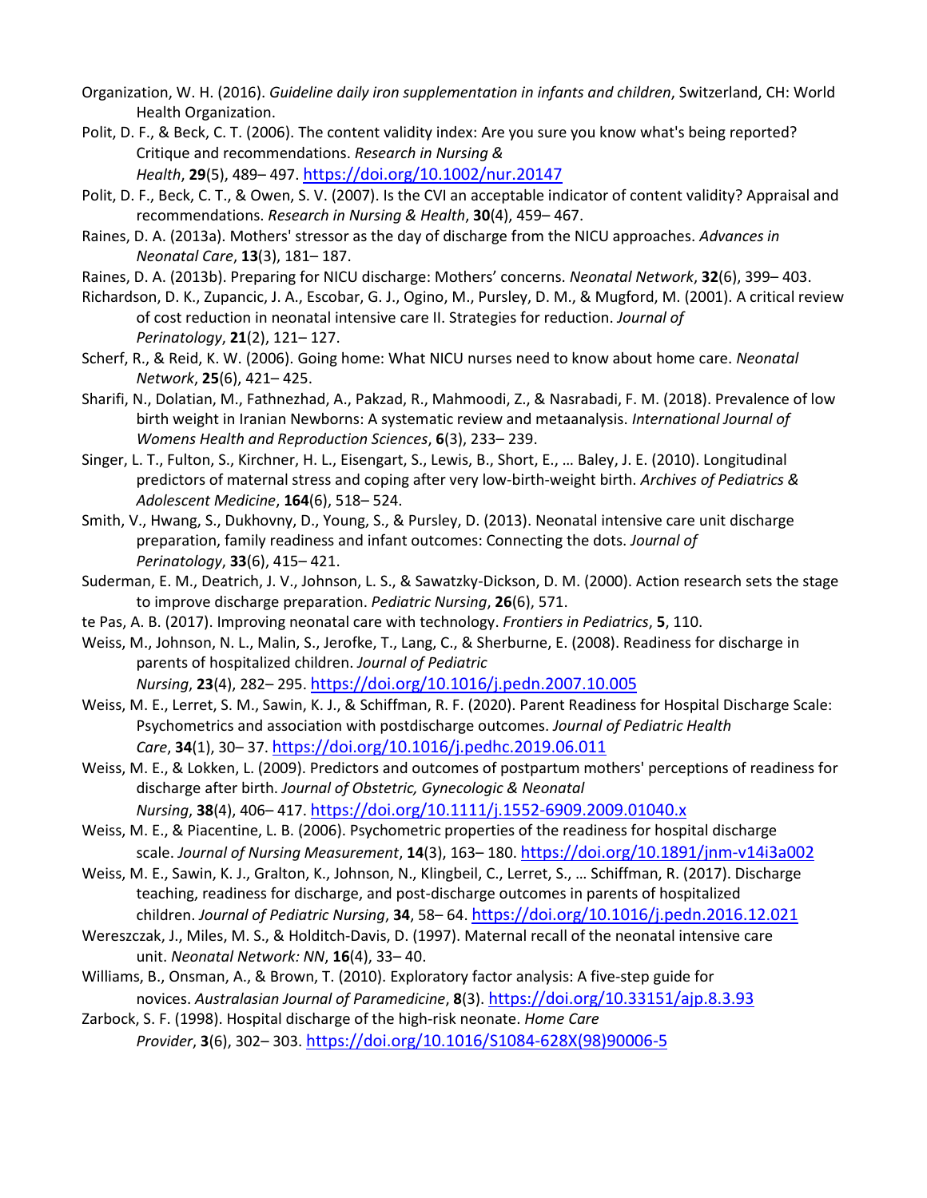Organization, W. H. (2016). *Guideline daily iron supplementation in infants and children*, Switzerland, CH: World Health Organization.

Polit, D. F., & Beck, C. T. (2006). The content validity index: Are you sure you know what's being reported? Critique and recommendations. *Research in Nursing & Health*, **29**(5), 489– 497. https://doi.org/10.1002/nur.20147

Polit, D. F., Beck, C. T., & Owen, S. V. (2007). Is the CVI an acceptable indicator of content validity? Appraisal and recommendations. *Research in Nursing & Health*, **30**(4), 459– 467.

Raines, D. A. (2013a). Mothers' stressor as the day of discharge from the NICU approaches. *Advances in Neonatal Care*, **13**(3), 181– 187.

Raines, D. A. (2013b). Preparing for NICU discharge: Mothers' concerns. *Neonatal Network*, **32**(6), 399– 403.

Richardson, D. K., Zupancic, J. A., Escobar, G. J., Ogino, M., Pursley, D. M., & Mugford, M. (2001). A critical review of cost reduction in neonatal intensive care II. Strategies for reduction. *Journal of Perinatology*, **21**(2), 121– 127.

Scherf, R., & Reid, K. W. (2006). Going home: What NICU nurses need to know about home care. *Neonatal Network*, **25**(6), 421– 425.

Sharifi, N., Dolatian, M., Fathnezhad, A., Pakzad, R., Mahmoodi, Z., & Nasrabadi, F. M. (2018). Prevalence of low birth weight in Iranian Newborns: A systematic review and metaanalysis. *International Journal of Womens Health and Reproduction Sciences*, **6**(3), 233– 239.

Singer, L. T., Fulton, S., Kirchner, H. L., Eisengart, S., Lewis, B., Short, E., … Baley, J. E. (2010). Longitudinal predictors of maternal stress and coping after very low-birth-weight birth. *Archives of Pediatrics & Adolescent Medicine*, **164**(6), 518– 524.

Smith, V., Hwang, S., Dukhovny, D., Young, S., & Pursley, D. (2013). Neonatal intensive care unit discharge preparation, family readiness and infant outcomes: Connecting the dots. *Journal of Perinatology*, **33**(6), 415– 421.

Suderman, E. M., Deatrich, J. V., Johnson, L. S., & Sawatzky-Dickson, D. M. (2000). Action research sets the stage to improve discharge preparation. *Pediatric Nursing*, **26**(6), 571.

te Pas, A. B. (2017). Improving neonatal care with technology. *Frontiers in Pediatrics*, **5**, 110.

Weiss, M., Johnson, N. L., Malin, S., Jerofke, T., Lang, C., & Sherburne, E. (2008). Readiness for discharge in parents of hospitalized children. *Journal of Pediatric Nursing*, **23**(4), 282– 295. https://doi.org/10.1016/j.pedn.2007.10.005

Weiss, M. E., Lerret, S. M., Sawin, K. J., & Schiffman, R. F. (2020). Parent Readiness for Hospital Discharge Scale: Psychometrics and association with postdischarge outcomes. *Journal of Pediatric Health Care*, **34**(1), 30– 37. https://doi.org/10.1016/j.pedhc.2019.06.011

Weiss, M. E., & Lokken, L. (2009). Predictors and outcomes of postpartum mothers' perceptions of readiness for discharge after birth. *Journal of Obstetric, Gynecologic & Neonatal Nursing*, **38**(4), 406– 417. https://doi.org/10.1111/j.1552-6909.2009.01040.x

Weiss, M. E., & Piacentine, L. B. (2006). Psychometric properties of the readiness for hospital discharge scale. *Journal of Nursing Measurement*, **14**(3), 163– 180. https://doi.org/10.1891/jnm-v14i3a002

Weiss, M. E., Sawin, K. J., Gralton, K., Johnson, N., Klingbeil, C., Lerret, S., … Schiffman, R. (2017). Discharge teaching, readiness for discharge, and post-discharge outcomes in parents of hospitalized children. *Journal of Pediatric Nursing*, **34**, 58– 64. https://doi.org/10.1016/j.pedn.2016.12.021

Wereszczak, J., Miles, M. S., & Holditch-Davis, D. (1997). Maternal recall of the neonatal intensive care unit. *Neonatal Network: NN*, **16**(4), 33– 40.

Williams, B., Onsman, A., & Brown, T. (2010). Exploratory factor analysis: A five-step guide for novices. *Australasian Journal of Paramedicine*, **8**(3). https://doi.org/10.33151/ajp.8.3.93

Zarbock, S. F. (1998). Hospital discharge of the high-risk neonate. *Home Care Provider*, **3**(6), 302– 303. https://doi.org/10.1016/S1084-628X(98)90006-5